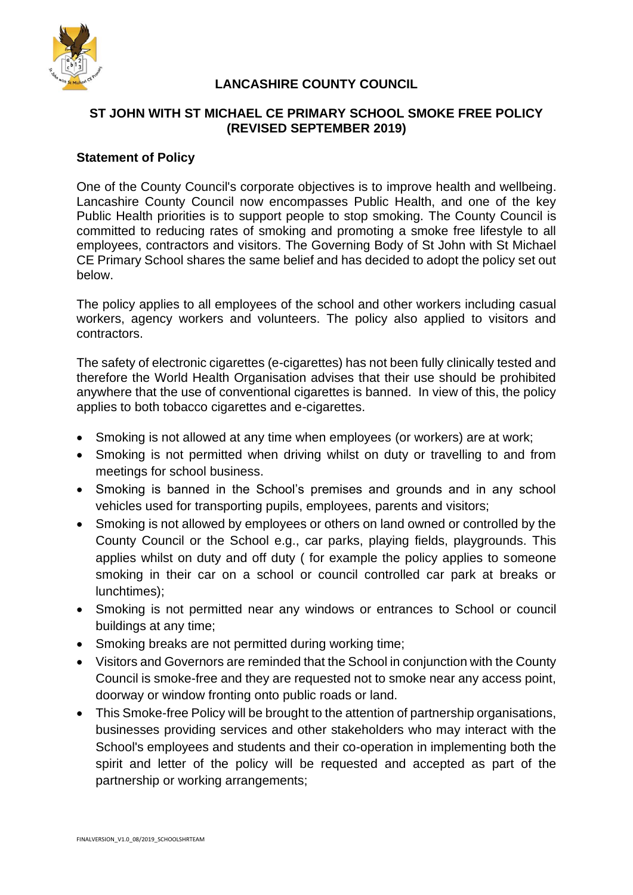## LANCASHIRE COUNTY COUNCIL

## ST JOHN WITH ST MICHAEL CE PRIMARY SCHOOL SMOKE FREE POLICY (REVISED SEPTEMBER 2019)

### Statement of Policy

One of the County Council's corporate objectives is to improve health and wellbeing. Lancashire County Council now encompasses Public Health, and one of the key Public Health priorities is to support people to stop smoking. The County Council is committed to reducing rates of smoking and promoting a smoke free lifestyle to all employees, contractors and visitors. The Governing Body of St John with St Michael CE Primary School shares the same belief and has decided to adopt the policy set out below.

The policy applies to all employees of the school and other workers including casual workers, agency workers and volunteers. The policy also applied to visitors and contractors.

The safety of electronic cigarettes (e-cigarettes) has not been fully clinically tested and therefore the World Health Organisation advises that their use should be prohibited anywhere that the use of conventional cigarettes is banned. In view of this, the policy applies to both tobacco cigarettes and e-cigarettes.

- Smoking is not allowed at any time when employees (or workers) are at work;
- Smoking is not permitted when driving whilst on duty or travelling to and from meetings for school business.
- Smoking is banned in the School's premises and grounds and in any school vehicles used for transporting pupils, employees, parents and visitors;
- Smoking is not allowed by employees or others on land owned or controlled by the County Council or the School e.g., car parks, playing fields, playgrounds. This applies whilst on duty and off duty ( for example the policy applies to someone smoking in their car on a school or council controlled car park at breaks or lunchtimes);
- Smoking is not permitted near any windows or entrances to School or council buildings at any time;
- Smoking breaks are not permitted during working time;
- Visitors and Governors are reminded that the School in conjunction with the County Council is smoke-free and they are requested not to smoke near any access point, doorway or window fronting onto public roads or land.
- This Smoke-free Policy will be brought to the attention of partnership organisations, businesses providing services and other stakeholders who may interact with the School's employees and students and their co-operation in implementing both the spirit and letter of the policy will be requested and accepted as part of the partnership or working arrangements;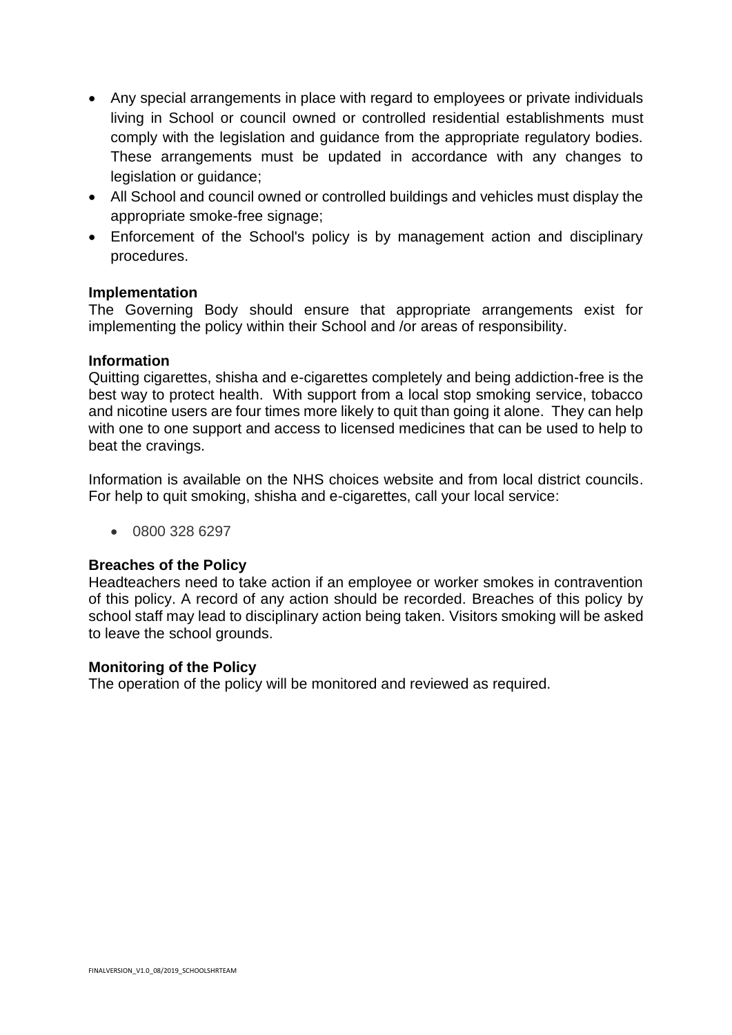- Any special arrangements in place with regard to employees or private individuals living in School or council owned or controlled residential establishments must comply with the legislation and guidance from the appropriate regulatory bodies. These arrangements must be updated in accordance with any changes to legislation or guidance;
- All School and council owned or controlled buildings and vehicles must display the appropriate smoke-free signage;
- Enforcement of the School's policy is by management action and disciplinary procedures.

**Implementation**

The Governing Body should ensure that appropriate arrangements exist for implementing the policy within their School and /or areas of responsibility.

**Information**

Quitting cigarettes, shisha and e-cigarettes completely and being addiction-free is the best way to protect health. With support from a local stop smoking service, tobacco and nicotine users are four times more likely to quit than going it alone. They can help with one to one support and access to licensed medicines that can be used to help to beat the cravings.

Information is available on the NHS choices website and from local district councils. For help to quit smoking, shisha and e-cigarettes, call your local service:

- 0800 328 6297

**Breaches of the Policy**

Headteachers need to take action if an employee or worker smokes in contravention of this policy. A record of any action should be recorded. Breaches of this policy by school staff may lead to disciplinary action being taken. Visitors smoking will be asked to leave the school grounds.

**Monitoring of the Policy**

The operation of the policy will be monitored and reviewed as required.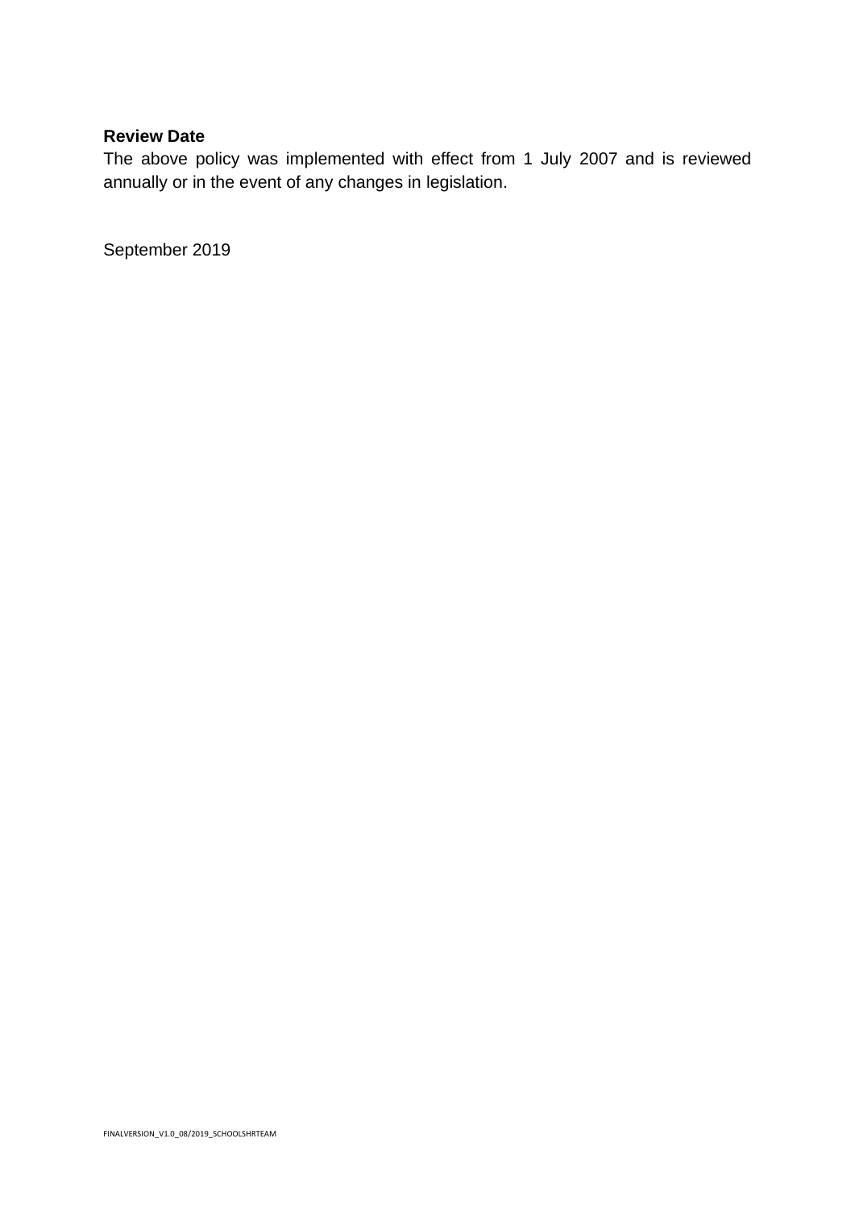**Review Date**

The above policy was implemented with effect from 1 July 2007 and is reviewed annually or in the event of any changes in legislation.

September 2019